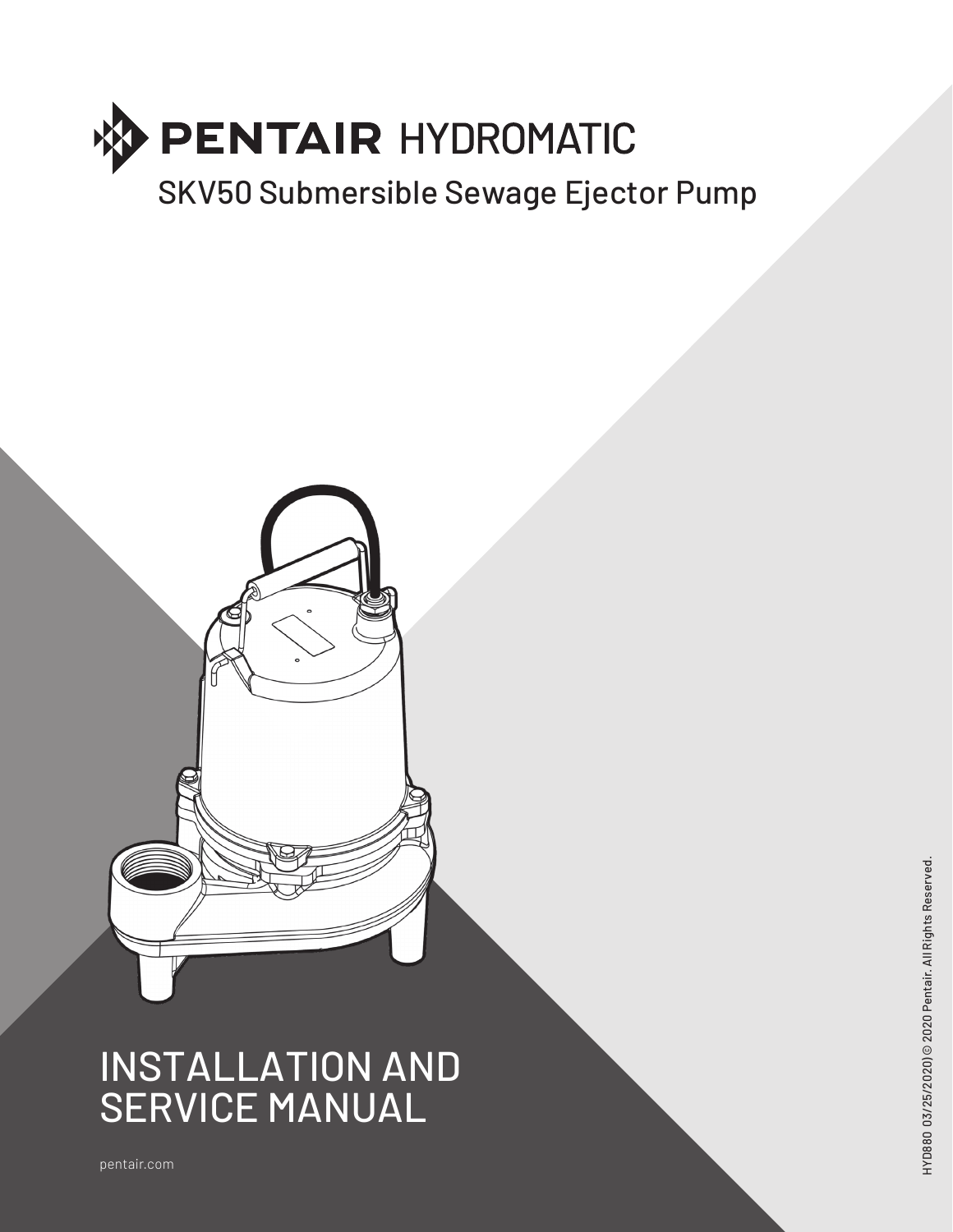# PENTAIR HYDROMATIC

## SKV50 Submersible Sewage Ejector Pump

# INSTALLATION AND SERVICE MANUAL

pentair.com

HYD880 (03/25/2020) © 2020 Pentair. All Rights Reserved.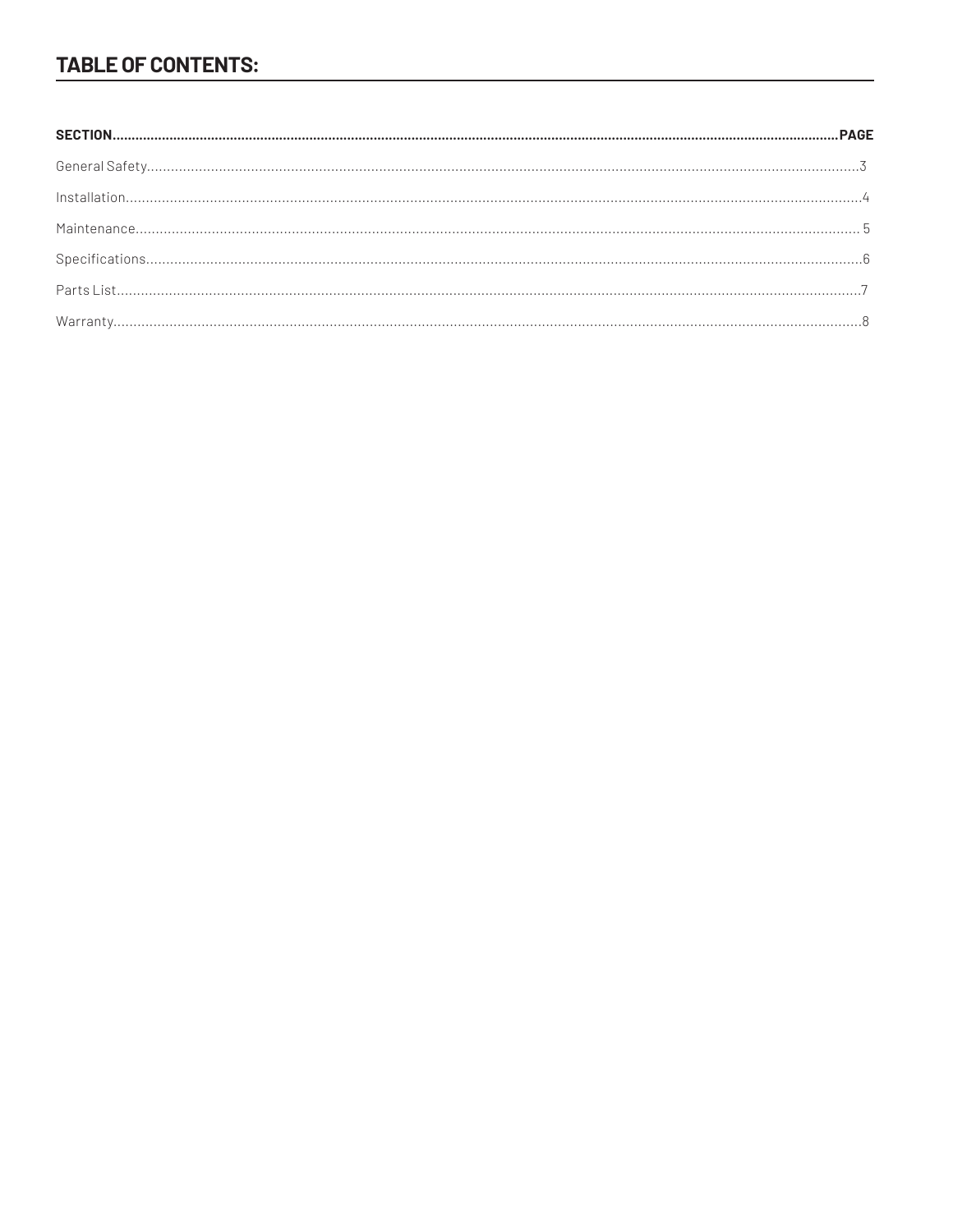## TABLE OF CONTENTS:

| SECTION | PAGE |
| --- | --- |
| General Safety | 3 |
| Installation | 4 |
| Maintenance | 5 |
| Specifications | 6 |
| Parts List | 7 |
| Warranty | 8 |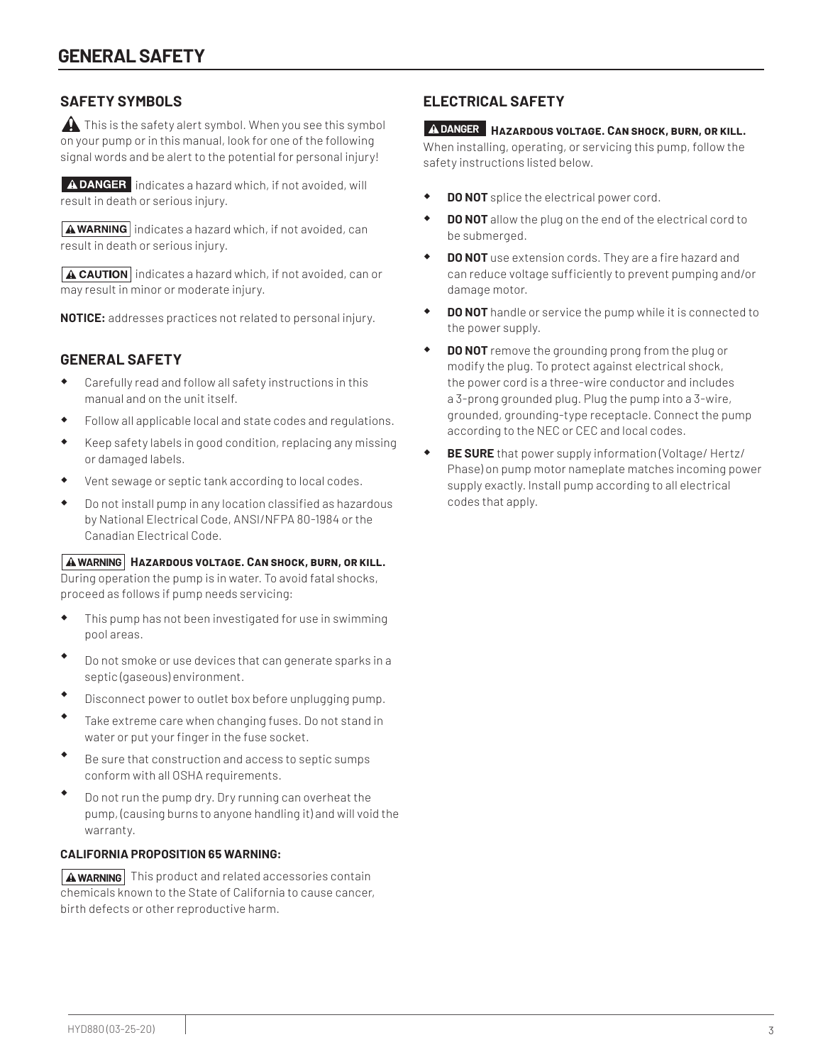# GENERAL SAFETY

## SAFETY SYMBOLS

⚠ This is the safety alert symbol. When you see this symbol on your pump or in this manual, look for one of the following signal words and be alert to the potential for personal injury!

**⚠ DANGER** indicates a hazard which, if not avoided, will result in death or serious injury.

**⚠ WARNING** indicates a hazard which, if not avoided, can result in death or serious injury.

**⚠ CAUTION** indicates a hazard which, if not avoided, can or may result in minor or moderate injury.

**NOTICE:** addresses practices not related to personal injury.

## GENERAL SAFETY

- Carefully read and follow all safety instructions in this manual and on the unit itself.
- Follow all applicable local and state codes and regulations.
- Keep safety labels in good condition, replacing any missing or damaged labels.
- Vent sewage or septic tank according to local codes.
- Do not install pump in any location classified as hazardous by National Electrical Code, ANSI/NFPA 80-1984 or the Canadian Electrical Code.

**⚠ WARNING** **Hazardous voltage. Can shock, burn, or kill.** During operation the pump is in water. To avoid fatal shocks, proceed as follows if pump needs servicing:

- This pump has not been investigated for use in swimming pool areas.
- Do not smoke or use devices that can generate sparks in a septic (gaseous) environment.
- Disconnect power to outlet box before unplugging pump.
- Take extreme care when changing fuses. Do not stand in water or put your finger in the fuse socket.
- Be sure that construction and access to septic sumps conform with all OSHA requirements.
- Do not run the pump dry. Dry running can overheat the pump, (causing burns to anyone handling it) and will void the warranty.

**CALIFORNIA PROPOSITION 65 WARNING:**

**⚠ WARNING** This product and related accessories contain chemicals known to the State of California to cause cancer, birth defects or other reproductive harm.

## ELECTRICAL SAFETY

**⚠ DANGER** **Hazardous voltage. Can shock, burn, or kill.** When installing, operating, or servicing this pump, follow the safety instructions listed below.

- **DO NOT** splice the electrical power cord.
- **DO NOT** allow the plug on the end of the electrical cord to be submerged.
- **DO NOT** use extension cords. They are a fire hazard and can reduce voltage sufficiently to prevent pumping and/or damage motor.
- **DO NOT** handle or service the pump while it is connected to the power supply.
- **DO NOT** remove the grounding prong from the plug or modify the plug. To protect against electrical shock, the power cord is a three-wire conductor and includes a 3-prong grounded plug. Plug the pump into a 3-wire, grounded, grounding-type receptacle. Connect the pump according to the NEC or CEC and local codes.
- **BE SURE** that power supply information (Voltage/ Hertz/ Phase) on pump motor nameplate matches incoming power supply exactly. Install pump according to all electrical codes that apply.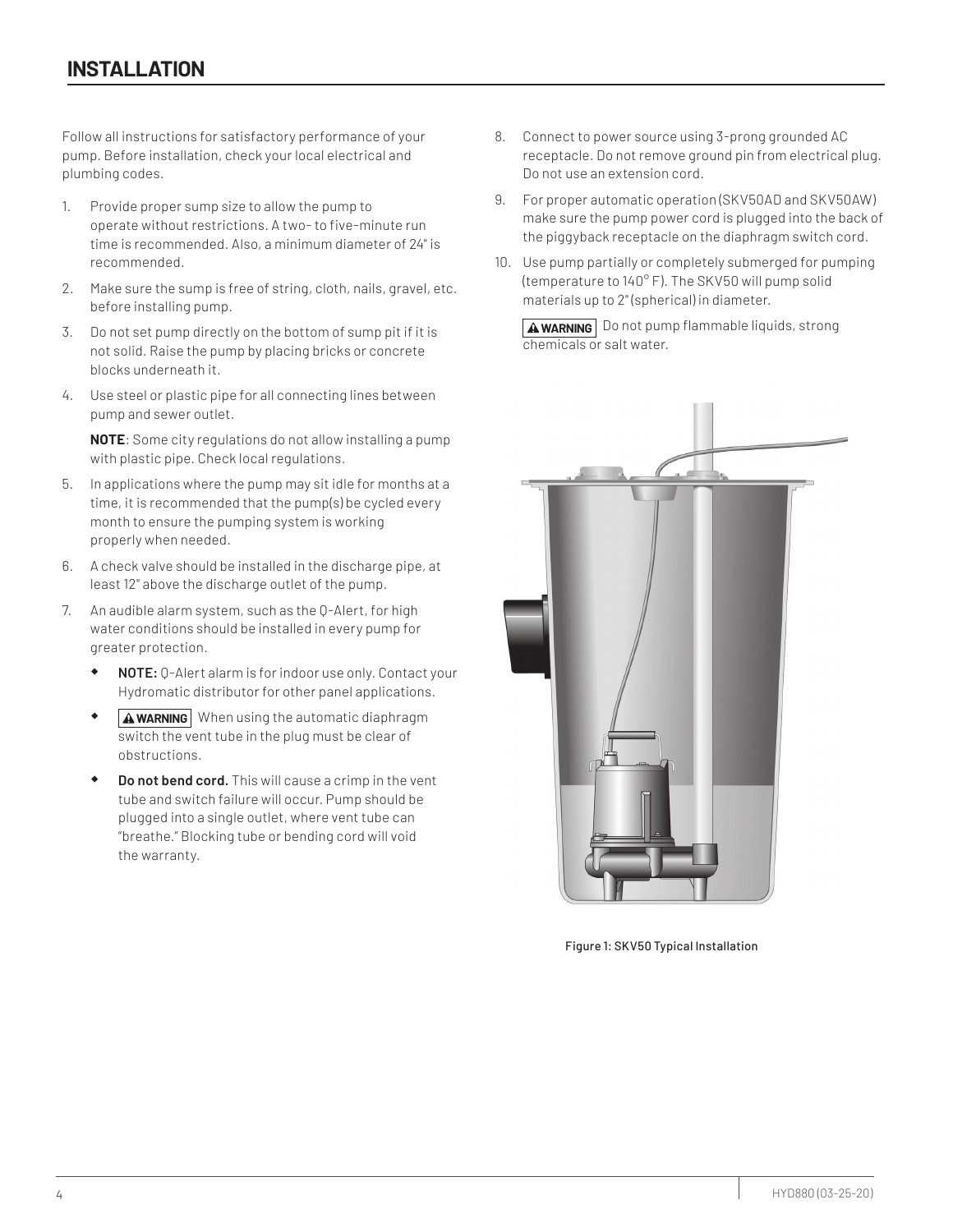# INSTALLATION

Follow all instructions for satisfactory performance of your pump. Before installation, check your local electrical and plumbing codes.

1. Provide proper sump size to allow the pump to operate without restrictions. A two- to five-minute run time is recommended. Also, a minimum diameter of 24" is recommended.
2. Make sure the sump is free of string, cloth, nails, gravel, etc. before installing pump.
3. Do not set pump directly on the bottom of sump pit if it is not solid. Raise the pump by placing bricks or concrete blocks underneath it.
4. Use steel or plastic pipe for all connecting lines between pump and sewer outlet.

   **NOTE**: Some city regulations do not allow installing a pump with plastic pipe. Check local regulations.
5. In applications where the pump may sit idle for months at a time, it is recommended that the pump(s) be cycled every month to ensure the pumping system is working properly when needed.
6. A check valve should be installed in the discharge pipe, at least 12" above the discharge outlet of the pump.
7. An audible alarm system, such as the Q-Alert, for high water conditions should be installed in every pump for greater protection.
   - **NOTE:** Q-Alert alarm is for indoor use only. Contact your Hydromatic distributor for other panel applications.
   - **⚠ WARNING** When using the automatic diaphragm switch the vent tube in the plug must be clear of obstructions.
   - **Do not bend cord.** This will cause a crimp in the vent tube and switch failure will occur. Pump should be plugged into a single outlet, where vent tube can "breathe." Blocking tube or bending cord will void the warranty.
8. Connect to power source using 3-prong grounded AC receptacle. Do not remove ground pin from electrical plug. Do not use an extension cord.
9. For proper automatic operation (SKV50AD and SKV50AW) make sure the pump power cord is plugged into the back of the piggyback receptacle on the diaphragm switch cord.
10. Use pump partially or completely submerged for pumping (temperature to 140° F). The SKV50 will pump solid materials up to 2" (spherical) in diameter.

    **⚠ WARNING** Do not pump flammable liquids, strong chemicals or salt water.

Figure 1: SKV50 Typical Installation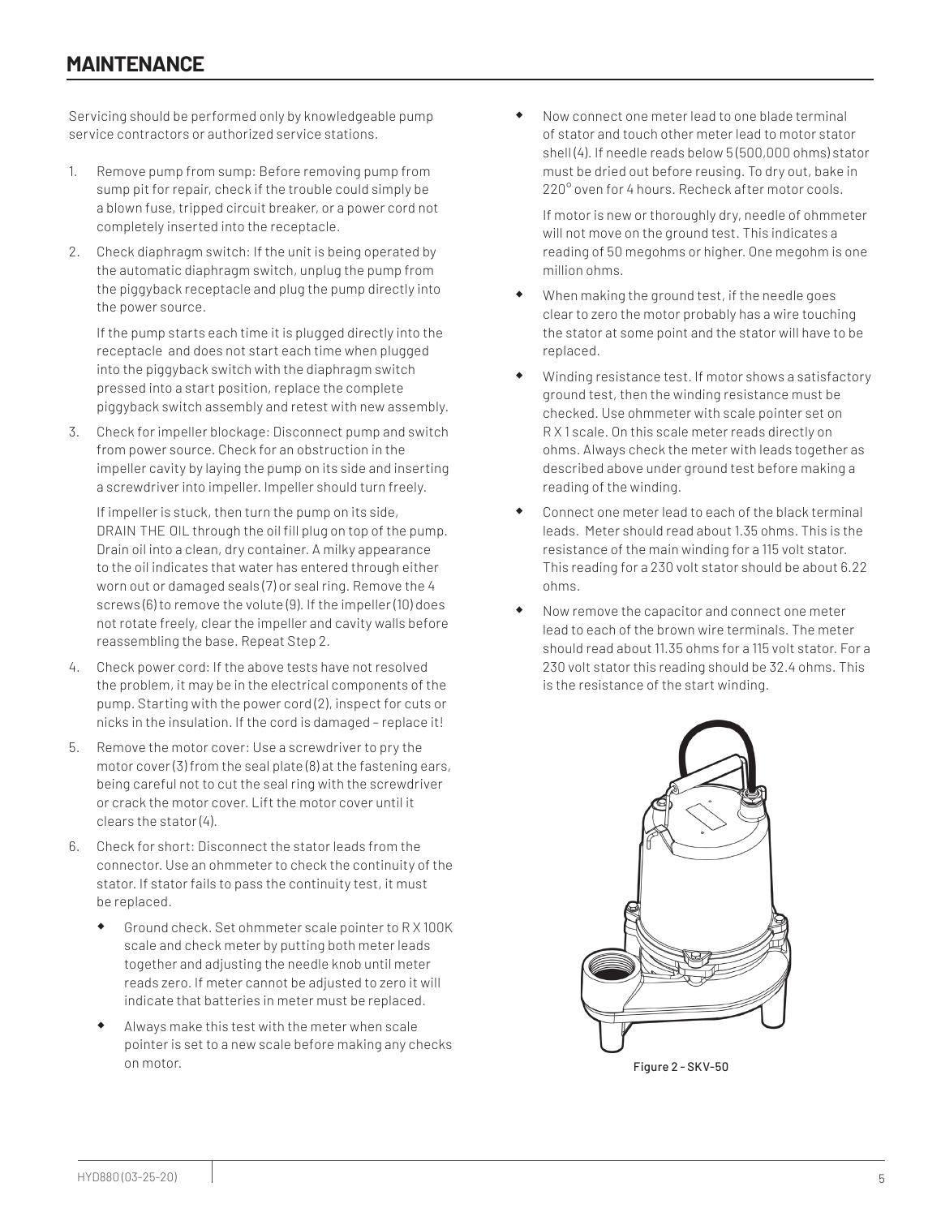## MAINTENANCE

Servicing should be performed only by knowledgeable pump service contractors or authorized service stations.

1. Remove pump from sump: Before removing pump from sump pit for repair, check if the trouble could simply be a blown fuse, tripped circuit breaker, or a power cord not completely inserted into the receptacle.

2. Check diaphragm switch: If the unit is being operated by the automatic diaphragm switch, unplug the pump from the piggyback receptacle and plug the pump directly into the power source.

   If the pump starts each time it is plugged directly into the receptacle and does not start each time when plugged into the piggyback switch with the diaphragm switch pressed into a start position, replace the complete piggyback switch assembly and retest with new assembly.

3. Check for impeller blockage: Disconnect pump and switch from power source. Check for an obstruction in the impeller cavity by laying the pump on its side and inserting a screwdriver into impeller. Impeller should turn freely.

   If impeller is stuck, then turn the pump on its side, DRAIN THE OIL through the oil fill plug on top of the pump. Drain oil into a clean, dry container. A milky appearance to the oil indicates that water has entered through either worn out or damaged seals (7) or seal ring. Remove the 4 screws (6) to remove the volute (9). If the impeller (10) does not rotate freely, clear the impeller and cavity walls before reassembling the base. Repeat Step 2.

4. Check power cord: If the above tests have not resolved the problem, it may be in the electrical components of the pump. Starting with the power cord (2), inspect for cuts or nicks in the insulation. If the cord is damaged – replace it!

5. Remove the motor cover: Use a screwdriver to pry the motor cover (3) from the seal plate (8) at the fastening ears, being careful not to cut the seal ring with the screwdriver or crack the motor cover. Lift the motor cover until it clears the stator (4).

6. Check for short: Disconnect the stator leads from the connector. Use an ohmmeter to check the continuity of the stator. If stator fails to pass the continuity test, it must be replaced.

   - Ground check. Set ohmmeter scale pointer to R X 100K scale and check meter by putting both meter leads together and adjusting the needle knob until meter reads zero. If meter cannot be adjusted to zero it will indicate that batteries in meter must be replaced.
   - Always make this test with the meter when scale pointer is set to a new scale before making any checks on motor.
   - Now connect one meter lead to one blade terminal of stator and touch other meter lead to motor stator shell (4). If needle reads below 5 (500,000 ohms) stator must be dried out before reusing. To dry out, bake in 220° oven for 4 hours. Recheck after motor cools.

     If motor is new or thoroughly dry, needle of ohmmeter will not move on the ground test. This indicates a reading of 50 megohms or higher. One megohm is one million ohms.
   - When making the ground test, if the needle goes clear to zero the motor probably has a wire touching the stator at some point and the stator will have to be replaced.
   - Winding resistance test. If motor shows a satisfactory ground test, then the winding resistance must be checked. Use ohmmeter with scale pointer set on R X 1 scale. On this scale meter reads directly on ohms. Always check the meter with leads together as described above under ground test before making a reading of the winding.
   - Connect one meter lead to each of the black terminal leads. Meter should read about 1.35 ohms. This is the resistance of the main winding for a 115 volt stator. This reading for a 230 volt stator should be about 6.22 ohms.
   - Now remove the capacitor and connect one meter lead to each of the brown wire terminals. The meter should read about 11.35 ohms for a 115 volt stator. For a 230 volt stator this reading should be 32.4 ohms. This is the resistance of the start winding.

Figure 2 - SKV-50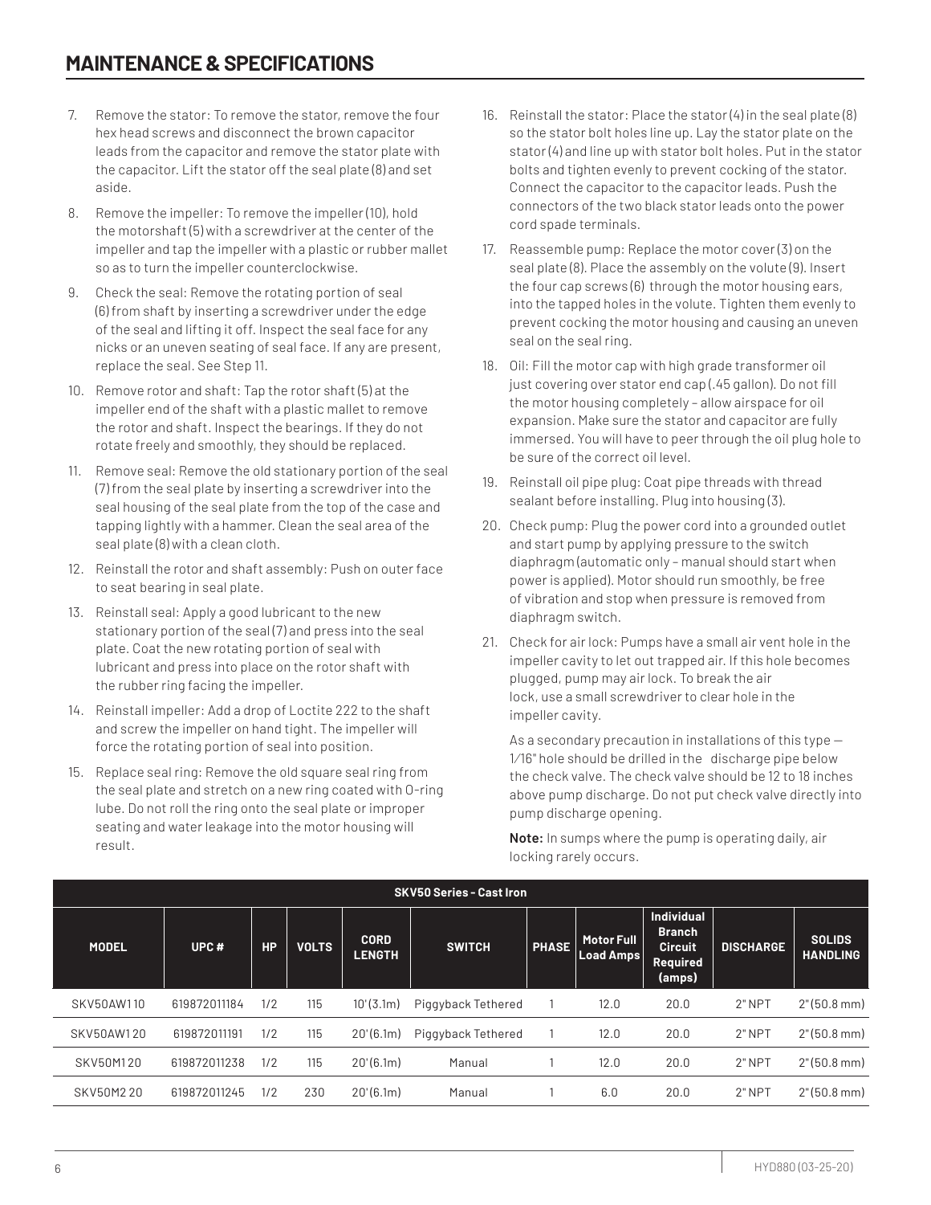# MAINTENANCE & SPECIFICATIONS

7. Remove the stator: To remove the stator, remove the four hex head screws and disconnect the brown capacitor leads from the capacitor and remove the stator plate with the capacitor. Lift the stator off the seal plate (8) and set aside.
8. Remove the impeller: To remove the impeller (10), hold the motorshaft (5) with a screwdriver at the center of the impeller and tap the impeller with a plastic or rubber mallet so as to turn the impeller counterclockwise.
9. Check the seal: Remove the rotating portion of seal (6) from shaft by inserting a screwdriver under the edge of the seal and lifting it off. Inspect the seal face for any nicks or an uneven seating of seal face. If any are present, replace the seal. See Step 11.
10. Remove rotor and shaft: Tap the rotor shaft (5) at the impeller end of the shaft with a plastic mallet to remove the rotor and shaft. Inspect the bearings. If they do not rotate freely and smoothly, they should be replaced.
11. Remove seal: Remove the old stationary portion of the seal (7) from the seal plate by inserting a screwdriver into the seal housing of the seal plate from the top of the case and tapping lightly with a hammer. Clean the seal area of the seal plate (8) with a clean cloth.
12. Reinstall the rotor and shaft assembly: Push on outer face to seat bearing in seal plate.
13. Reinstall seal: Apply a good lubricant to the new stationary portion of the seal (7) and press into the seal plate. Coat the new rotating portion of seal with lubricant and press into place on the rotor shaft with the rubber ring facing the impeller.
14. Reinstall impeller: Add a drop of Loctite 222 to the shaft and screw the impeller on hand tight. The impeller will force the rotating portion of seal into position.
15. Replace seal ring: Remove the old square seal ring from the seal plate and stretch on a new ring coated with O-ring lube. Do not roll the ring onto the seal plate or improper seating and water leakage into the motor housing will result.
16. Reinstall the stator: Place the stator (4) in the seal plate (8) so the stator bolt holes line up. Lay the stator plate on the stator (4) and line up with stator bolt holes. Put in the stator bolts and tighten evenly to prevent cocking of the stator. Connect the capacitor to the capacitor leads. Push the connectors of the two black stator leads onto the power cord spade terminals.
17. Reassemble pump: Replace the motor cover (3) on the seal plate (8). Place the assembly on the volute (9). Insert the four cap screws (6) through the motor housing ears, into the tapped holes in the volute. Tighten them evenly to prevent cocking the motor housing and causing an uneven seal on the seal ring.
18. Oil: Fill the motor cap with high grade transformer oil just covering over stator end cap (.45 gallon). Do not fill the motor housing completely – allow airspace for oil expansion. Make sure the stator and capacitor are fully immersed. You will have to peer through the oil plug hole to be sure of the correct oil level.
19. Reinstall oil pipe plug: Coat pipe threads with thread sealant before installing. Plug into housing (3).
20. Check pump: Plug the power cord into a grounded outlet and start pump by applying pressure to the switch diaphragm (automatic only – manual should start when power is applied). Motor should run smoothly, be free of vibration and stop when pressure is removed from diaphragm switch.
21. Check for air lock: Pumps have a small air vent hole in the impeller cavity to let out trapped air. If this hole becomes plugged, pump may air lock. To break the air lock, use a small screwdriver to clear hole in the impeller cavity.

    As a secondary precaution in installations of this type — 1/16" hole should be drilled in the discharge pipe below the check valve. The check valve should be 12 to 18 inches above pump discharge. Do not put check valve directly into pump discharge opening.

    **Note:** In sumps where the pump is operating daily, air locking rarely occurs.

**SKV50 Series - Cast Iron**

| MODEL | UPC # | HP | VOLTS | CORD LENGTH | SWITCH | PHASE | Motor Full Load Amps | Individual Branch Circuit Required (amps) | DISCHARGE | SOLIDS HANDLING |
|---|---|---|---|---|---|---|---|---|---|---|
| SKV50AW110 | 619872011184 | 1/2 | 115 | 10' (3.1m) | Piggyback Tethered | 1 | 12.0 | 20.0 | 2" NPT | 2" (50.8 mm) |
| SKV50AW120 | 619872011191 | 1/2 | 115 | 20' (6.1m) | Piggyback Tethered | 1 | 12.0 | 20.0 | 2" NPT | 2" (50.8 mm) |
| SKV50M120 | 619872011238 | 1/2 | 115 | 20' (6.1m) | Manual | 1 | 12.0 | 20.0 | 2" NPT | 2" (50.8 mm) |
| SKV50M220 | 619872011245 | 1/2 | 230 | 20' (6.1m) | Manual | 1 | 6.0 | 20.0 | 2" NPT | 2" (50.8 mm) |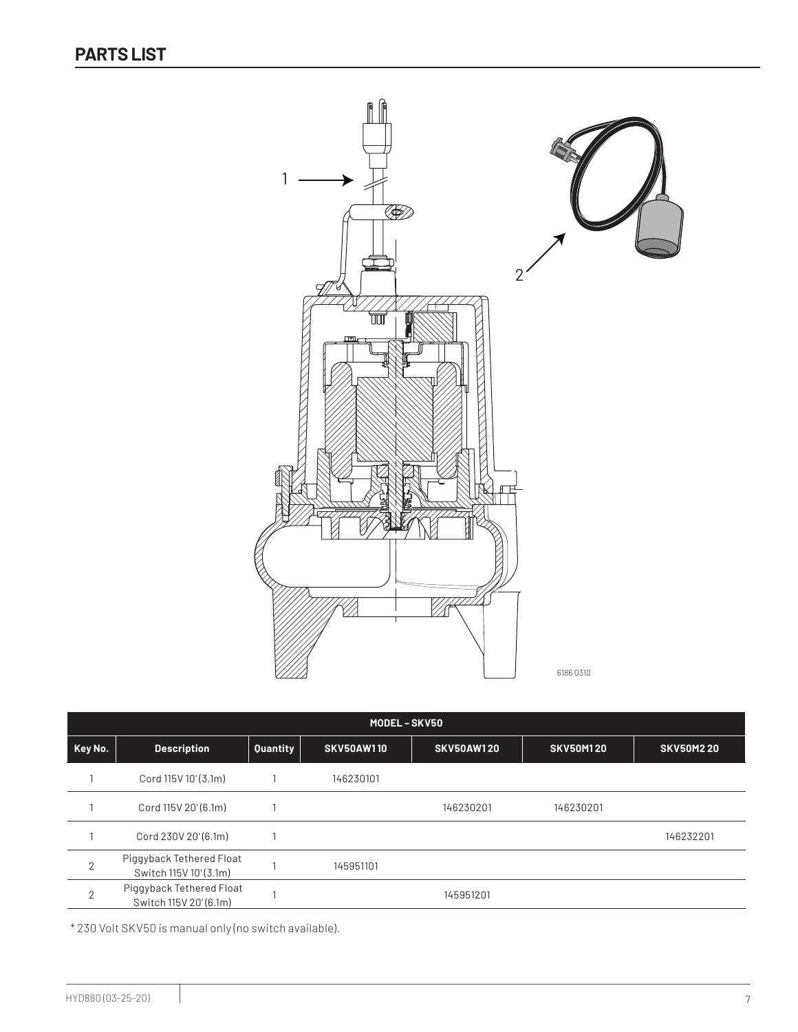## PARTS LIST

| MODEL – SKV50 | | | | | | |
|---|---|---|---|---|---|---|
| **Key No.** | **Description** | **Quantity** | **SKV50AW110** | **SKV50AW120** | **SKV50M120** | **SKV50M220** |
| 1 | Cord 115V 10' (3.1m) | 1 | 146230101 | | | |
| 1 | Cord 115V 20' (6.1m) | 1 | | 146230201 | 146230201 | |
| 1 | Cord 230V 20' (6.1m) | 1 | | | | 146232201 |
| 2 | Piggyback Tethered Float Switch 115V 10' (3.1m) | 1 | 145951101 | | | |
| 2 | Piggyback Tethered Float Switch 115V 20' (6.1m) | 1 | | 145951201 | | |

\* 230 Volt SKV50 is manual only (no switch available).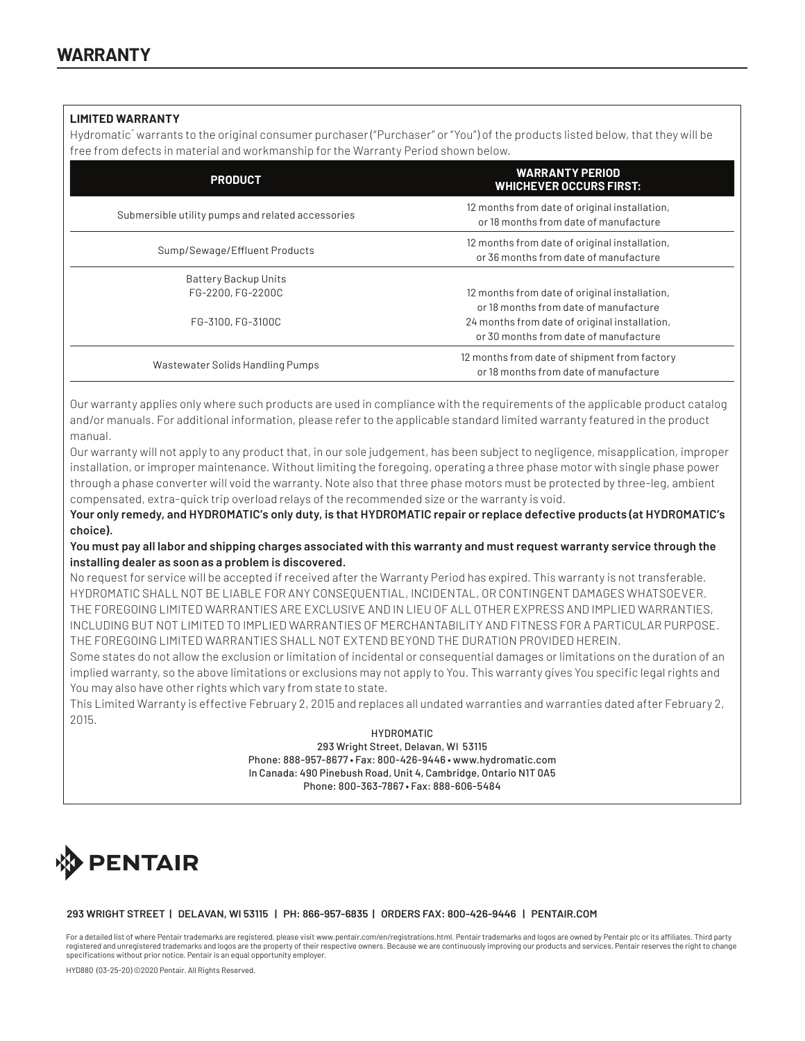# WARRANTY

**LIMITED WARRANTY**

Hydromatic® warrants to the original consumer purchaser ("Purchaser" or "You") of the products listed below, that they will be free from defects in material and workmanship for the Warranty Period shown below.

| PRODUCT | WARRANTY PERIOD WHICHEVER OCCURS FIRST: |
|---|---|
| Submersible utility pumps and related accessories | 12 months from date of original installation, or 18 months from date of manufacture |
| Sump/Sewage/Effluent Products | 12 months from date of original installation, or 36 months from date of manufacture |
| Battery Backup Units | |
| FG-2200, FG-2200C | 12 months from date of original installation, or 18 months from date of manufacture |
| FG-3100, FG-3100C | 24 months from date of original installation, or 30 months from date of manufacture |
| Wastewater Solids Handling Pumps | 12 months from date of shipment from factory or 18 months from date of manufacture |

Our warranty applies only where such products are used in compliance with the requirements of the applicable product catalog and/or manuals. For additional information, please refer to the applicable standard limited warranty featured in the product manual.

Our warranty will not apply to any product that, in our sole judgement, has been subject to negligence, misapplication, improper installation, or improper maintenance. Without limiting the foregoing, operating a three phase motor with single phase power through a phase converter will void the warranty. Note also that three phase motors must be protected by three-leg, ambient compensated, extra-quick trip overload relays of the recommended size or the warranty is void.

**Your only remedy, and HYDROMATIC's only duty, is that HYDROMATIC repair or replace defective products (at HYDROMATIC's choice).**

**You must pay all labor and shipping charges associated with this warranty and must request warranty service through the installing dealer as soon as a problem is discovered.**

No request for service will be accepted if received after the Warranty Period has expired. This warranty is not transferable.

HYDROMATIC SHALL NOT BE LIABLE FOR ANY CONSEQUENTIAL, INCIDENTAL, OR CONTINGENT DAMAGES WHATSOEVER.

THE FOREGOING LIMITED WARRANTIES ARE EXCLUSIVE AND IN LIEU OF ALL OTHER EXPRESS AND IMPLIED WARRANTIES, INCLUDING BUT NOT LIMITED TO IMPLIED WARRANTIES OF MERCHANTABILITY AND FITNESS FOR A PARTICULAR PURPOSE. THE FOREGOING LIMITED WARRANTIES SHALL NOT EXTEND BEYOND THE DURATION PROVIDED HEREIN.

Some states do not allow the exclusion or limitation of incidental or consequential damages or limitations on the duration of an implied warranty, so the above limitations or exclusions may not apply to You. This warranty gives You specific legal rights and You may also have other rights which vary from state to state.

This Limited Warranty is effective February 2, 2015 and replaces all undated warranties and warranties dated after February 2, 2015.

HYDROMATIC
293 Wright Street, Delavan, WI 53115
Phone: 888-957-8677 • Fax: 800-426-9446 • www.hydromatic.com
In Canada: 490 Pinebush Road, Unit 4, Cambridge, Ontario N1T 0A5
Phone: 800-363-7867 • Fax: 888-606-5484

PENTAIR

293 WRIGHT STREET | DELAVAN, WI 53115 | PH: 866-957-6835 | ORDERS FAX: 800-426-9446 | PENTAIR.COM

For a detailed list of where Pentair trademarks are registered, please visit www.pentair.com/en/registrations.html. Pentair trademarks and logos are owned by Pentair plc or its affiliates. Third party registered and unregistered trademarks and logos are the property of their respective owners. Because we are continuously improving our products and services, Pentair reserves the right to change specifications without prior notice. Pentair is an equal opportunity employer.

HYD880 (03-25-20) ©2020 Pentair. All Rights Reserved.